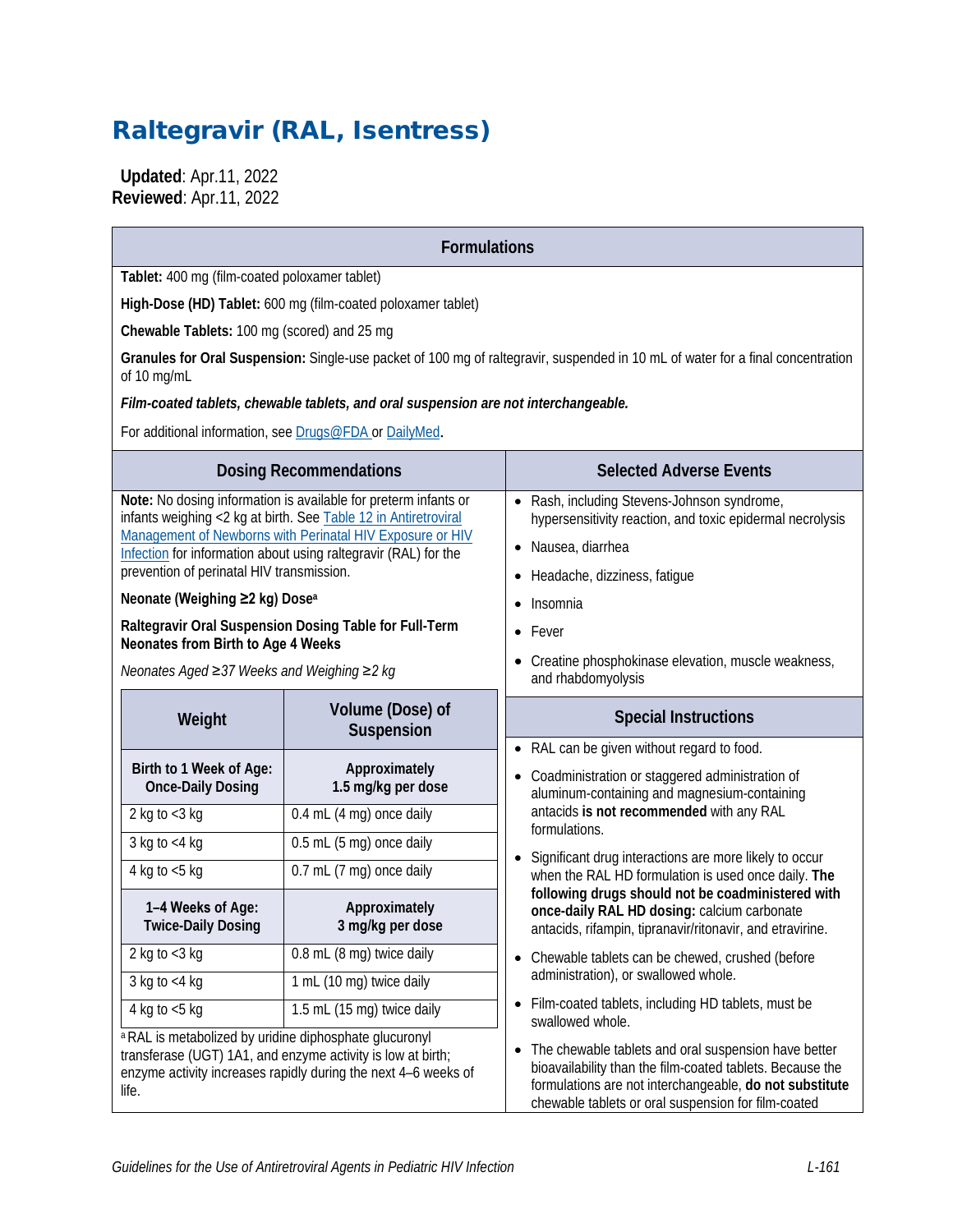# Raltegravir (RAL, Isentress)

**Updated**: Apr.11, 2022
**Reviewed**: Apr.11, 2022

## Formulations

**Tablet:** 400 mg (film-coated poloxamer tablet)

**High-Dose (HD) Tablet:** 600 mg (film-coated poloxamer tablet)

**Chewable Tablets:** 100 mg (scored) and 25 mg

**Granules for Oral Suspension:** Single-use packet of 100 mg of raltegravir, suspended in 10 mL of water for a final concentration of 10 mg/mL

***Film-coated tablets, chewable tablets, and oral suspension are not interchangeable.***

For additional information, see Drugs@FDA or DailyMed.

## Dosing Recommendations

**Note:** No dosing information is available for preterm infants or infants weighing <2 kg at birth. See Table 12 in Antiretroviral Management of Newborns with Perinatal HIV Exposure or HIV Infection for information about using raltegravir (RAL) for the prevention of perinatal HIV transmission.

**Neonate (Weighing ≥2 kg) Dose**[a]

**Raltegravir Oral Suspension Dosing Table for Full-Term Neonates from Birth to Age 4 Weeks**

*Neonates Aged ≥37 Weeks and Weighing ≥2 kg*

| Weight | Volume (Dose) of Suspension |
|---|---|
| **Birth to 1 Week of Age: Once-Daily Dosing** | **Approximately 1.5 mg/kg per dose** |
| 2 kg to <3 kg | 0.4 mL (4 mg) once daily |
| 3 kg to <4 kg | 0.5 mL (5 mg) once daily |
| 4 kg to <5 kg | 0.7 mL (7 mg) once daily |
| **1–4 Weeks of Age: Twice-Daily Dosing** | **Approximately 3 mg/kg per dose** |
| 2 kg to <3 kg | 0.8 mL (8 mg) twice daily |
| 3 kg to <4 kg | 1 mL (10 mg) twice daily |
| 4 kg to <5 kg | 1.5 mL (15 mg) twice daily |

[a] RAL is metabolized by uridine diphosphate glucuronyl transferase (UGT) 1A1, and enzyme activity is low at birth; enzyme activity increases rapidly during the next 4–6 weeks of life.

## Selected Adverse Events

- Rash, including Stevens-Johnson syndrome, hypersensitivity reaction, and toxic epidermal necrolysis
- Nausea, diarrhea
- Headache, dizziness, fatigue
- Insomnia
- Fever
- Creatine phosphokinase elevation, muscle weakness, and rhabdomyolysis

## Special Instructions

- RAL can be given without regard to food.
- Coadministration or staggered administration of aluminum-containing and magnesium-containing antacids **is not recommended** with any RAL formulations.
- Significant drug interactions are more likely to occur when the RAL HD formulation is used once daily. **The following drugs should not be coadministered with once-daily RAL HD dosing:** calcium carbonate antacids, rifampin, tipranavir/ritonavir, and etravirine.
- Chewable tablets can be chewed, crushed (before administration), or swallowed whole.
- Film-coated tablets, including HD tablets, must be swallowed whole.
- The chewable tablets and oral suspension have better bioavailability than the film-coated tablets. Because the formulations are not interchangeable, **do not substitute** chewable tablets or oral suspension for film-coated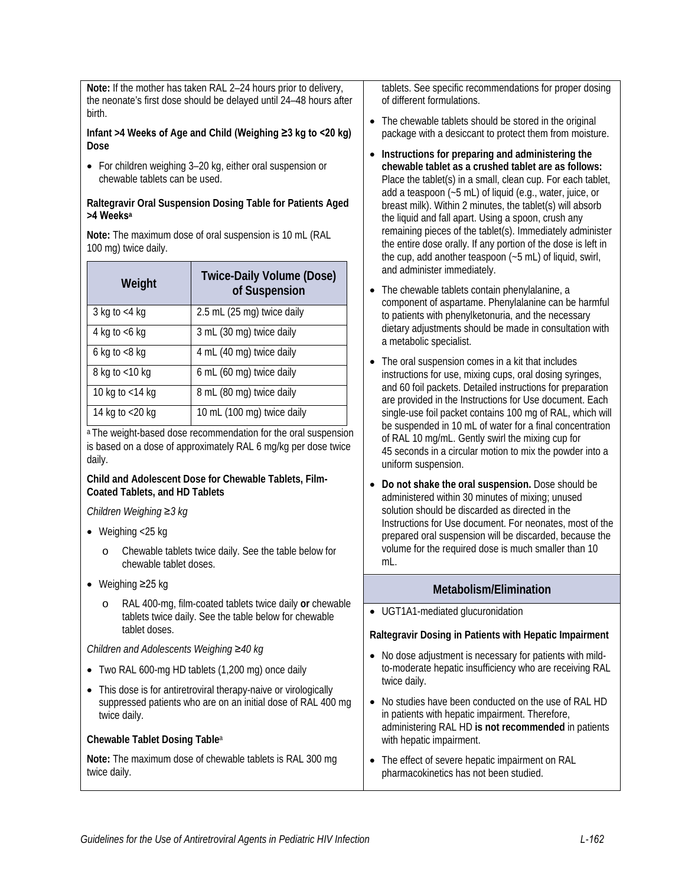**Note:** If the mother has taken RAL 2–24 hours prior to delivery, the neonate's first dose should be delayed until 24–48 hours after birth.

**Infant >4 Weeks of Age and Child (Weighing ≥3 kg to <20 kg) Dose**

- For children weighing 3–20 kg, either oral suspension or chewable tablets can be used.

**Raltegravir Oral Suspension Dosing Table for Patients Aged >4 Weeks**[a]

**Note:** The maximum dose of oral suspension is 10 mL (RAL 100 mg) twice daily.

| Weight | Twice-Daily Volume (Dose) of Suspension |
|---|---|
| 3 kg to <4 kg | 2.5 mL (25 mg) twice daily |
| 4 kg to <6 kg | 3 mL (30 mg) twice daily |
| 6 kg to <8 kg | 4 mL (40 mg) twice daily |
| 8 kg to <10 kg | 6 mL (60 mg) twice daily |
| 10 kg to <14 kg | 8 mL (80 mg) twice daily |
| 14 kg to <20 kg | 10 mL (100 mg) twice daily |

[a] The weight-based dose recommendation for the oral suspension is based on a dose of approximately RAL 6 mg/kg per dose twice daily.

**Child and Adolescent Dose for Chewable Tablets, Film-Coated Tablets, and HD Tablets**

*Children Weighing ≥3 kg*

- Weighing <25 kg
  - Chewable tablets twice daily. See the table below for chewable tablet doses.
- Weighing ≥25 kg
  - RAL 400-mg, film-coated tablets twice daily **or** chewable tablets twice daily. See the table below for chewable tablet doses.

*Children and Adolescents Weighing ≥40 kg*

- Two RAL 600-mg HD tablets (1,200 mg) once daily
- This dose is for antiretroviral therapy-naive or virologically suppressed patients who are on an initial dose of RAL 400 mg twice daily.

**Chewable Tablet Dosing Table**[a]

**Note:** The maximum dose of chewable tablets is RAL 300 mg twice daily.

tablets. See specific recommendations for proper dosing of different formulations.

- The chewable tablets should be stored in the original package with a desiccant to protect them from moisture.
- **Instructions for preparing and administering the chewable tablet as a crushed tablet are as follows:** Place the tablet(s) in a small, clean cup. For each tablet, add a teaspoon (~5 mL) of liquid (e.g., water, juice, or breast milk). Within 2 minutes, the tablet(s) will absorb the liquid and fall apart. Using a spoon, crush any remaining pieces of the tablet(s). Immediately administer the entire dose orally. If any portion of the dose is left in the cup, add another teaspoon (~5 mL) of liquid, swirl, and administer immediately.
- The chewable tablets contain phenylalanine, a component of aspartame. Phenylalanine can be harmful to patients with phenylketonuria, and the necessary dietary adjustments should be made in consultation with a metabolic specialist.
- The oral suspension comes in a kit that includes instructions for use, mixing cups, oral dosing syringes, and 60 foil packets. Detailed instructions for preparation are provided in the Instructions for Use document. Each single-use foil packet contains 100 mg of RAL, which will be suspended in 10 mL of water for a final concentration of RAL 10 mg/mL. Gently swirl the mixing cup for 45 seconds in a circular motion to mix the powder into a uniform suspension.
- **Do not shake the oral suspension.** Dose should be administered within 30 minutes of mixing; unused solution should be discarded as directed in the Instructions for Use document. For neonates, most of the prepared oral suspension will be discarded, because the volume for the required dose is much smaller than 10 mL.

## Metabolism/Elimination

- UGT1A1-mediated glucuronidation

**Raltegravir Dosing in Patients with Hepatic Impairment**

- No dose adjustment is necessary for patients with mild-to-moderate hepatic insufficiency who are receiving RAL twice daily.
- No studies have been conducted on the use of RAL HD in patients with hepatic impairment. Therefore, administering RAL HD **is not recommended** in patients with hepatic impairment.
- The effect of severe hepatic impairment on RAL pharmacokinetics has not been studied.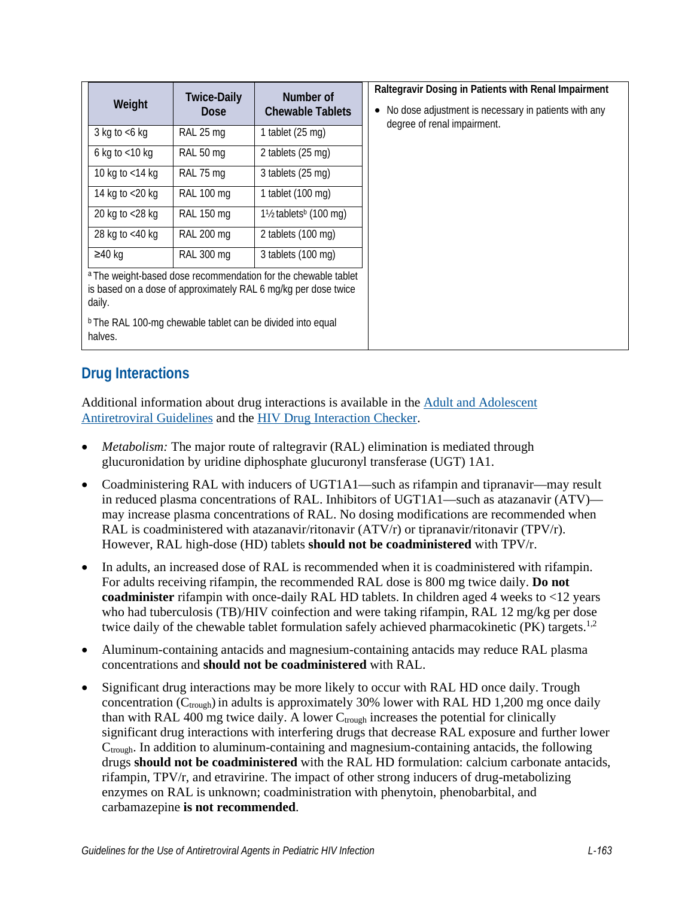| Weight | Twice-Daily Dose | Number of Chewable Tablets |
|---|---|---|
| 3 kg to <6 kg | RAL 25 mg | 1 tablet (25 mg) |
| 6 kg to <10 kg | RAL 50 mg | 2 tablets (25 mg) |
| 10 kg to <14 kg | RAL 75 mg | 3 tablets (25 mg) |
| 14 kg to <20 kg | RAL 100 mg | 1 tablet (100 mg) |
| 20 kg to <28 kg | RAL 150 mg | 1½ tablets[b] (100 mg) |
| 28 kg to <40 kg | RAL 200 mg | 2 tablets (100 mg) |
| ≥40 kg | RAL 300 mg | 3 tablets (100 mg) |

[a] The weight-based dose recommendation for the chewable tablet is based on a dose of approximately RAL 6 mg/kg per dose twice daily.

[b] The RAL 100-mg chewable tablet can be divided into equal halves.

**Raltegravir Dosing in Patients with Renal Impairment**

- No dose adjustment is necessary in patients with any degree of renal impairment.

## Drug Interactions

Additional information about drug interactions is available in the Adult and Adolescent Antiretroviral Guidelines and the HIV Drug Interaction Checker.

- *Metabolism:* The major route of raltegravir (RAL) elimination is mediated through glucuronidation by uridine diphosphate glucuronyl transferase (UGT) 1A1.
- Coadministering RAL with inducers of UGT1A1—such as rifampin and tipranavir—may result in reduced plasma concentrations of RAL. Inhibitors of UGT1A1—such as atazanavir (ATV)—may increase plasma concentrations of RAL. No dosing modifications are recommended when RAL is coadministered with atazanavir/ritonavir (ATV/r) or tipranavir/ritonavir (TPV/r). However, RAL high-dose (HD) tablets **should not be coadministered** with TPV/r.
- In adults, an increased dose of RAL is recommended when it is coadministered with rifampin. For adults receiving rifampin, the recommended RAL dose is 800 mg twice daily. **Do not coadminister** rifampin with once-daily RAL HD tablets. In children aged 4 weeks to <12 years who had tuberculosis (TB)/HIV coinfection and were taking rifampin, RAL 12 mg/kg per dose twice daily of the chewable tablet formulation safely achieved pharmacokinetic (PK) targets.[1,2]
- Aluminum-containing antacids and magnesium-containing antacids may reduce RAL plasma concentrations and **should not be coadministered** with RAL.
- Significant drug interactions may be more likely to occur with RAL HD once daily. Trough concentration ($C_{trough}$) in adults is approximately 30% lower with RAL HD 1,200 mg once daily than with RAL 400 mg twice daily. A lower $C_{trough}$ increases the potential for clinically significant drug interactions with interfering drugs that decrease RAL exposure and further lower $C_{trough}$. In addition to aluminum-containing and magnesium-containing antacids, the following drugs **should not be coadministered** with the RAL HD formulation: calcium carbonate antacids, rifampin, TPV/r, and etravirine. The impact of other strong inducers of drug-metabolizing enzymes on RAL is unknown; coadministration with phenytoin, phenobarbital, and carbamazepine **is not recommended**.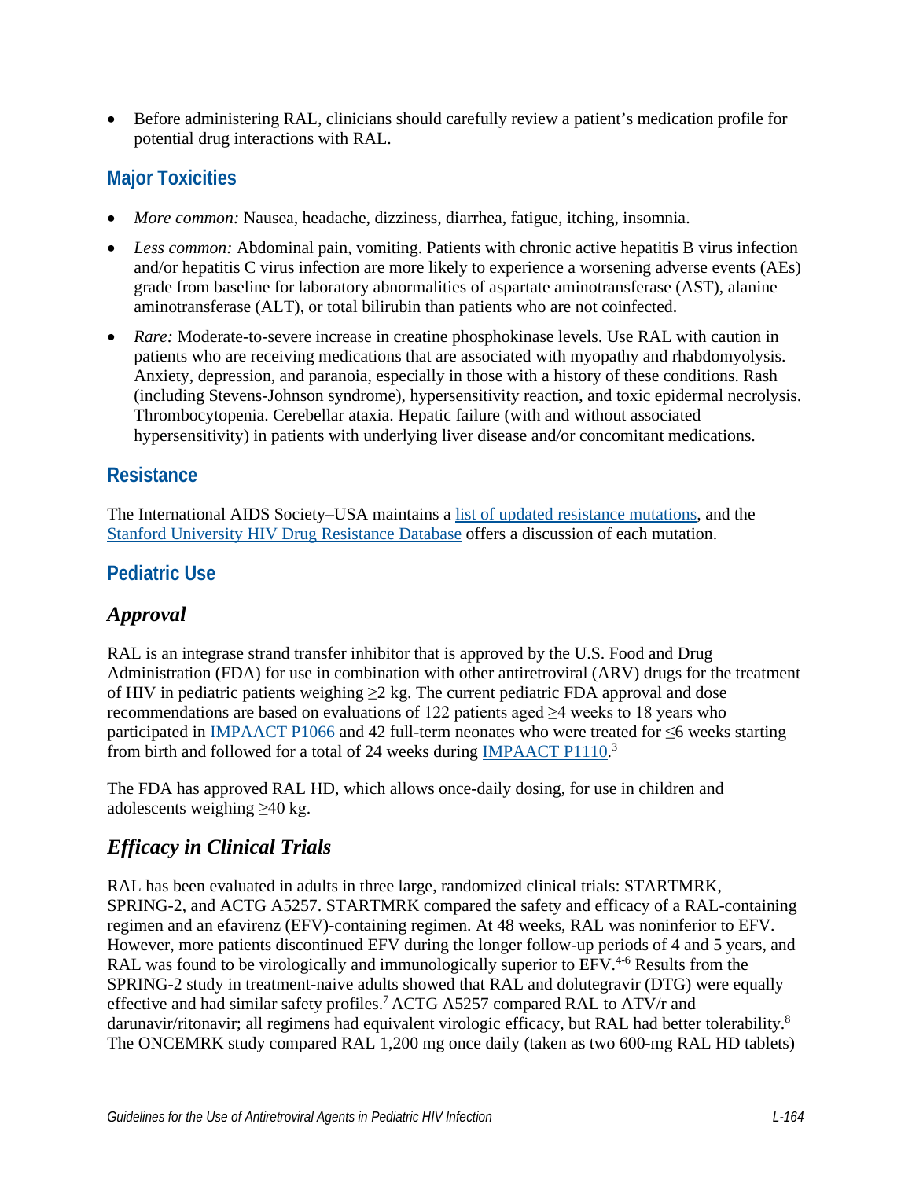- Before administering RAL, clinicians should carefully review a patient's medication profile for potential drug interactions with RAL.

## Major Toxicities

- *More common:* Nausea, headache, dizziness, diarrhea, fatigue, itching, insomnia.
- *Less common:* Abdominal pain, vomiting. Patients with chronic active hepatitis B virus infection and/or hepatitis C virus infection are more likely to experience a worsening adverse events (AEs) grade from baseline for laboratory abnormalities of aspartate aminotransferase (AST), alanine aminotransferase (ALT), or total bilirubin than patients who are not coinfected.
- *Rare:* Moderate-to-severe increase in creatine phosphokinase levels. Use RAL with caution in patients who are receiving medications that are associated with myopathy and rhabdomyolysis. Anxiety, depression, and paranoia, especially in those with a history of these conditions. Rash (including Stevens-Johnson syndrome), hypersensitivity reaction, and toxic epidermal necrolysis. Thrombocytopenia. Cerebellar ataxia. Hepatic failure (with and without associated hypersensitivity) in patients with underlying liver disease and/or concomitant medications.

## Resistance

The International AIDS Society–USA maintains a list of updated resistance mutations, and the Stanford University HIV Drug Resistance Database offers a discussion of each mutation.

## Pediatric Use

### *Approval*

RAL is an integrase strand transfer inhibitor that is approved by the U.S. Food and Drug Administration (FDA) for use in combination with other antiretroviral (ARV) drugs for the treatment of HIV in pediatric patients weighing ≥2 kg. The current pediatric FDA approval and dose recommendations are based on evaluations of 122 patients aged ≥4 weeks to 18 years who participated in IMPAACT P1066 and 42 full-term neonates who were treated for ≤6 weeks starting from birth and followed for a total of 24 weeks during IMPAACT P1110.[3]

The FDA has approved RAL HD, which allows once-daily dosing, for use in children and adolescents weighing ≥40 kg.

### *Efficacy in Clinical Trials*

RAL has been evaluated in adults in three large, randomized clinical trials: STARTMRK, SPRING-2, and ACTG A5257. STARTMRK compared the safety and efficacy of a RAL-containing regimen and an efavirenz (EFV)-containing regimen. At 48 weeks, RAL was noninferior to EFV. However, more patients discontinued EFV during the longer follow-up periods of 4 and 5 years, and RAL was found to be virologically and immunologically superior to EFV.[4-6] Results from the SPRING-2 study in treatment-naive adults showed that RAL and dolutegravir (DTG) were equally effective and had similar safety profiles.[7] ACTG A5257 compared RAL to ATV/r and darunavir/ritonavir; all regimens had equivalent virologic efficacy, but RAL had better tolerability.[8] The ONCEMRK study compared RAL 1,200 mg once daily (taken as two 600-mg RAL HD tablets)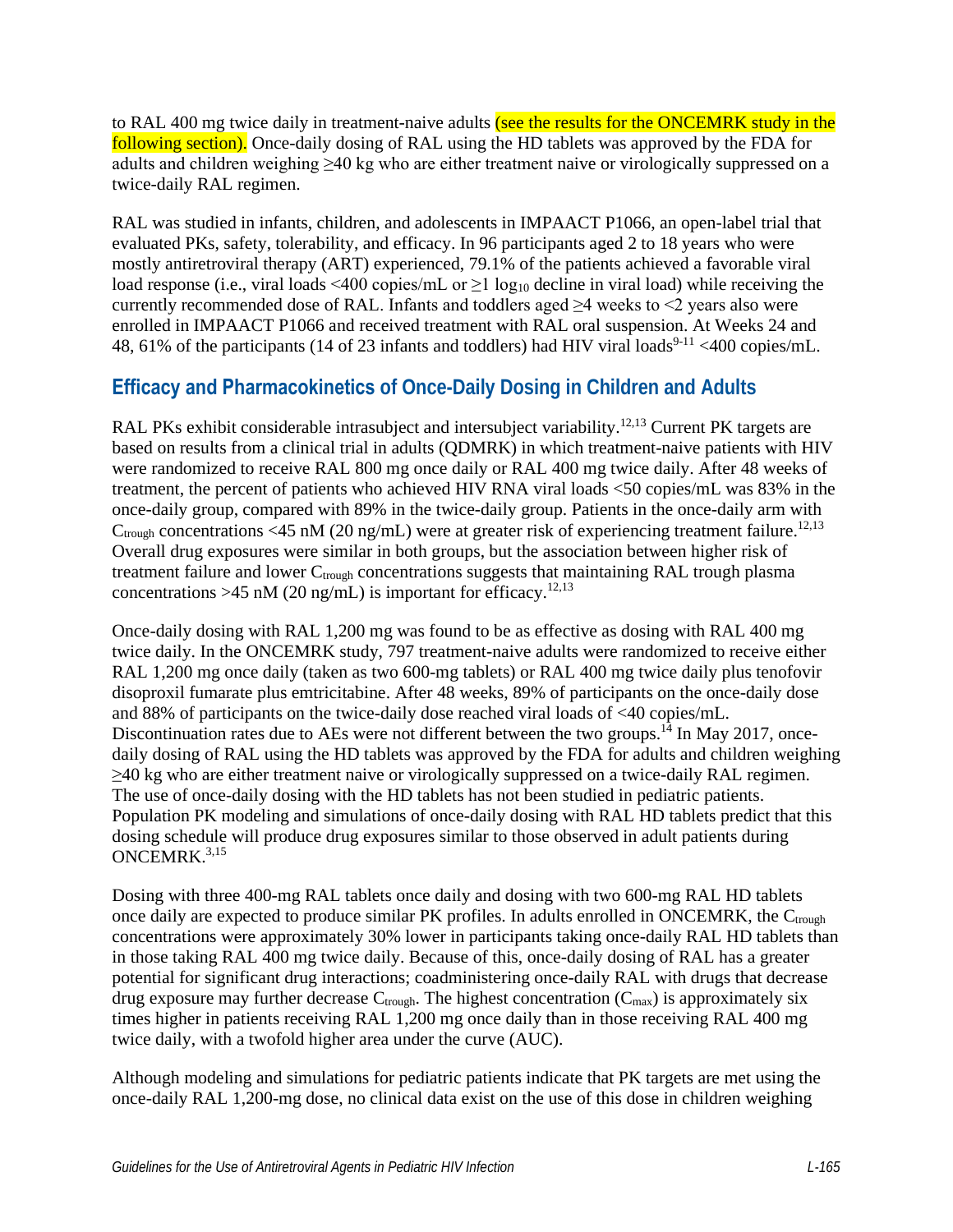to RAL 400 mg twice daily in treatment-naive adults (see the results for the ONCEMRK study in the following section). Once-daily dosing of RAL using the HD tablets was approved by the FDA for adults and children weighing ≥40 kg who are either treatment naive or virologically suppressed on a twice-daily RAL regimen.

RAL was studied in infants, children, and adolescents in IMPAACT P1066, an open-label trial that evaluated PKs, safety, tolerability, and efficacy. In 96 participants aged 2 to 18 years who were mostly antiretroviral therapy (ART) experienced, 79.1% of the patients achieved a favorable viral load response (i.e., viral loads <400 copies/mL or ≥1 $\log_{10}$ decline in viral load) while receiving the currently recommended dose of RAL. Infants and toddlers aged ≥4 weeks to <2 years also were enrolled in IMPAACT P1066 and received treatment with RAL oral suspension. At Weeks 24 and 48, 61% of the participants (14 of 23 infants and toddlers) had HIV viral loads[9-11] <400 copies/mL.

## Efficacy and Pharmacokinetics of Once-Daily Dosing in Children and Adults

RAL PKs exhibit considerable intrasubject and intersubject variability.[12,13] Current PK targets are based on results from a clinical trial in adults (QDMRK) in which treatment-naive patients with HIV were randomized to receive RAL 800 mg once daily or RAL 400 mg twice daily. After 48 weeks of treatment, the percent of patients who achieved HIV RNA viral loads <50 copies/mL was 83% in the once-daily group, compared with 89% in the twice-daily group. Patients in the once-daily arm with $C_{trough}$ concentrations <45 nM (20 ng/mL) were at greater risk of experiencing treatment failure.[12,13] Overall drug exposures were similar in both groups, but the association between higher risk of treatment failure and lower $C_{trough}$ concentrations suggests that maintaining RAL trough plasma concentrations >45 nM (20 ng/mL) is important for efficacy.[12,13]

Once-daily dosing with RAL 1,200 mg was found to be as effective as dosing with RAL 400 mg twice daily. In the ONCEMRK study, 797 treatment-naive adults were randomized to receive either RAL 1,200 mg once daily (taken as two 600-mg tablets) or RAL 400 mg twice daily plus tenofovir disoproxil fumarate plus emtricitabine. After 48 weeks, 89% of participants on the once-daily dose and 88% of participants on the twice-daily dose reached viral loads of <40 copies/mL. Discontinuation rates due to AEs were not different between the two groups.[14] In May 2017, once-daily dosing of RAL using the HD tablets was approved by the FDA for adults and children weighing ≥40 kg who are either treatment naive or virologically suppressed on a twice-daily RAL regimen. The use of once-daily dosing with the HD tablets has not been studied in pediatric patients. Population PK modeling and simulations of once-daily dosing with RAL HD tablets predict that this dosing schedule will produce drug exposures similar to those observed in adult patients during ONCEMRK.[3,15]

Dosing with three 400-mg RAL tablets once daily and dosing with two 600-mg RAL HD tablets once daily are expected to produce similar PK profiles. In adults enrolled in ONCEMRK, the $C_{trough}$ concentrations were approximately 30% lower in participants taking once-daily RAL HD tablets than in those taking RAL 400 mg twice daily. Because of this, once-daily dosing of RAL has a greater potential for significant drug interactions; coadministering once-daily RAL with drugs that decrease drug exposure may further decrease $C_{trough}$. The highest concentration ($C_{max}$) is approximately six times higher in patients receiving RAL 1,200 mg once daily than in those receiving RAL 400 mg twice daily, with a twofold higher area under the curve (AUC).

Although modeling and simulations for pediatric patients indicate that PK targets are met using the once-daily RAL 1,200-mg dose, no clinical data exist on the use of this dose in children weighing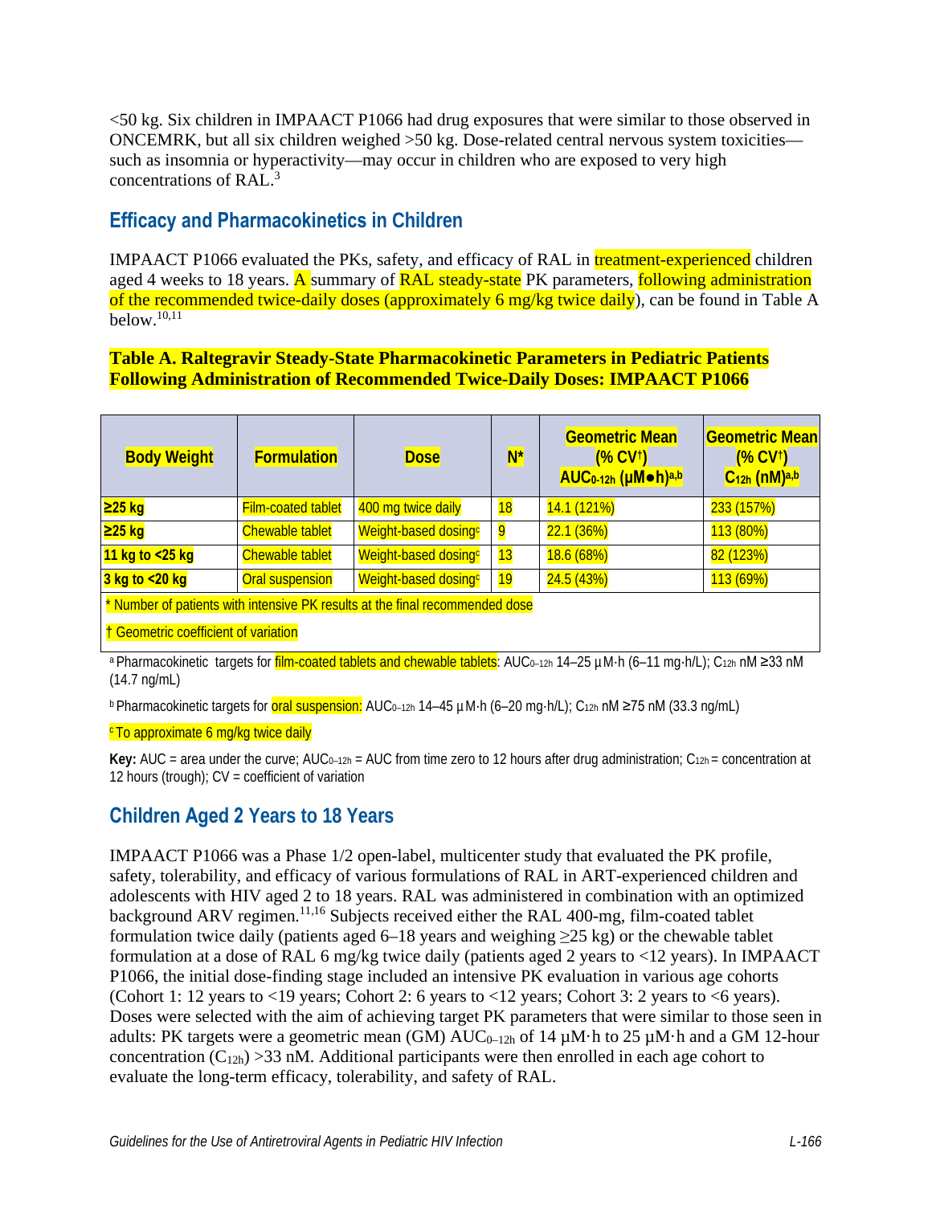<50 kg. Six children in IMPAACT P1066 had drug exposures that were similar to those observed in ONCEMRK, but all six children weighed >50 kg. Dose-related central nervous system toxicities—such as insomnia or hyperactivity—may occur in children who are exposed to very high concentrations of RAL.[3]

## Efficacy and Pharmacokinetics in Children

IMPAACT P1066 evaluated the PKs, safety, and efficacy of RAL in treatment-experienced children aged 4 weeks to 18 years. A summary of RAL steady-state PK parameters, following administration of the recommended twice-daily doses (approximately 6 mg/kg twice daily), can be found in Table A below.[10,11]

**Table A. Raltegravir Steady-State Pharmacokinetic Parameters in Pediatric Patients Following Administration of Recommended Twice-Daily Doses: IMPAACT P1066**

| Body Weight | Formulation | Dose | N* | Geometric Mean (% CV†) $AUC_{0\text{-}12h}$ (µM●h)[a,b] | Geometric Mean (% CV†) $C_{12h}$ (nM)[a,b] |
|---|---|---|---|---|---|
| ≥25 kg | Film-coated tablet | 400 mg twice daily | 18 | 14.1 (121%) | 233 (157%) |
| ≥25 kg | Chewable tablet | Weight-based dosing[c] | 9 | 22.1 (36%) | 113 (80%) |
| 11 kg to <25 kg | Chewable tablet | Weight-based dosing[c] | 13 | 18.6 (68%) | 82 (123%) |
| 3 kg to <20 kg | Oral suspension | Weight-based dosing[c] | 19 | 24.5 (43%) | 113 (69%) |

\* Number of patients with intensive PK results at the final recommended dose

† Geometric coefficient of variation

[a] Pharmacokinetic targets for film-coated tablets and chewable tablets: $AUC_{0\text{–}12h}$ 14–25 µM·h (6–11 mg·h/L); $C_{12h}$ nM ≥33 nM (14.7 ng/mL)

[b] Pharmacokinetic targets for oral suspension: $AUC_{0\text{–}12h}$ 14–45 µM·h (6–20 mg·h/L); $C_{12h}$ nM ≥75 nM (33.3 ng/mL)

[c] To approximate 6 mg/kg twice daily

**Key:** AUC = area under the curve; $AUC_{0\text{–}12h}$ = AUC from time zero to 12 hours after drug administration; $C_{12h}$ = concentration at 12 hours (trough); CV = coefficient of variation

## Children Aged 2 Years to 18 Years

IMPAACT P1066 was a Phase 1/2 open-label, multicenter study that evaluated the PK profile, safety, tolerability, and efficacy of various formulations of RAL in ART-experienced children and adolescents with HIV aged 2 to 18 years. RAL was administered in combination with an optimized background ARV regimen.[11,16] Subjects received either the RAL 400-mg, film-coated tablet formulation twice daily (patients aged 6–18 years and weighing ≥25 kg) or the chewable tablet formulation at a dose of RAL 6 mg/kg twice daily (patients aged 2 years to <12 years). In IMPAACT P1066, the initial dose-finding stage included an intensive PK evaluation in various age cohorts (Cohort 1: 12 years to <19 years; Cohort 2: 6 years to <12 years; Cohort 3: 2 years to <6 years). Doses were selected with the aim of achieving target PK parameters that were similar to those seen in adults: PK targets were a geometric mean (GM) $AUC_{0\text{–}12h}$ of 14 µM·h to 25 µM·h and a GM 12-hour concentration ($C_{12h}$) >33 nM. Additional participants were then enrolled in each age cohort to evaluate the long-term efficacy, tolerability, and safety of RAL.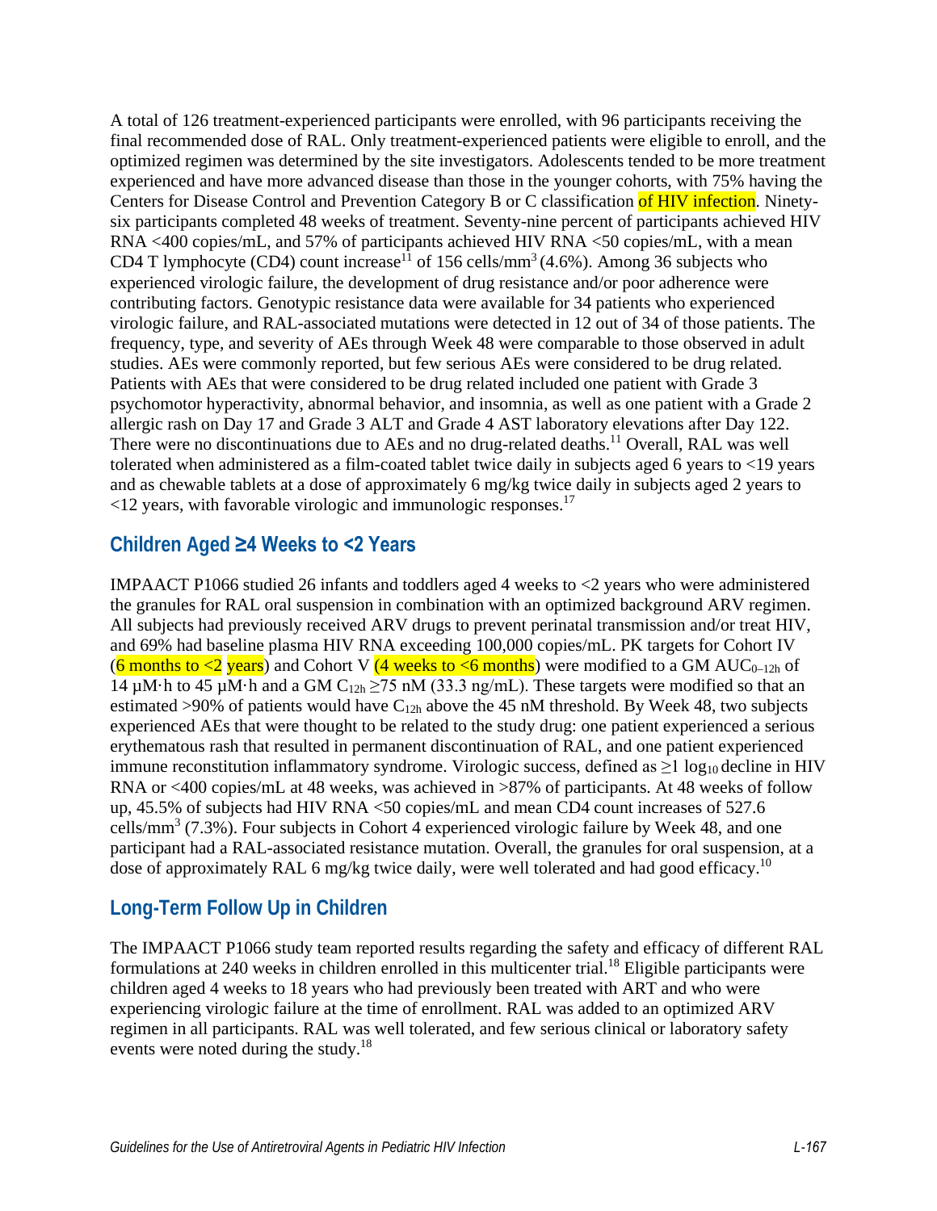A total of 126 treatment-experienced participants were enrolled, with 96 participants receiving the final recommended dose of RAL. Only treatment-experienced patients were eligible to enroll, and the optimized regimen was determined by the site investigators. Adolescents tended to be more treatment experienced and have more advanced disease than those in the younger cohorts, with 75% having the Centers for Disease Control and Prevention Category B or C classification of HIV infection. Ninety-six participants completed 48 weeks of treatment. Seventy-nine percent of participants achieved HIV RNA <400 copies/mL, and 57% of participants achieved HIV RNA <50 copies/mL, with a mean CD4 T lymphocyte (CD4) count increase[11] of 156 cells/mm$^3$ (4.6%). Among 36 subjects who experienced virologic failure, the development of drug resistance and/or poor adherence were contributing factors. Genotypic resistance data were available for 34 patients who experienced virologic failure, and RAL-associated mutations were detected in 12 out of 34 of those patients. The frequency, type, and severity of AEs through Week 48 were comparable to those observed in adult studies. AEs were commonly reported, but few serious AEs were considered to be drug related. Patients with AEs that were considered to be drug related included one patient with Grade 3 psychomotor hyperactivity, abnormal behavior, and insomnia, as well as one patient with a Grade 2 allergic rash on Day 17 and Grade 3 ALT and Grade 4 AST laboratory elevations after Day 122. There were no discontinuations due to AEs and no drug-related deaths.[11] Overall, RAL was well tolerated when administered as a film-coated tablet twice daily in subjects aged 6 years to <19 years and as chewable tablets at a dose of approximately 6 mg/kg twice daily in subjects aged 2 years to <12 years, with favorable virologic and immunologic responses.[17]

## Children Aged ≥4 Weeks to <2 Years

IMPAACT P1066 studied 26 infants and toddlers aged 4 weeks to <2 years who were administered the granules for RAL oral suspension in combination with an optimized background ARV regimen. All subjects had previously received ARV drugs to prevent perinatal transmission and/or treat HIV, and 69% had baseline plasma HIV RNA exceeding 100,000 copies/mL. PK targets for Cohort IV (6 months to <2 years) and Cohort V (4 weeks to <6 months) were modified to a GM $AUC_{0–12h}$ of 14 µM·h to 45 µM·h and a GM $C_{12h}$ ≥75 nM (33.3 ng/mL). These targets were modified so that an estimated >90% of patients would have $C_{12h}$ above the 45 nM threshold. By Week 48, two subjects experienced AEs that were thought to be related to the study drug: one patient experienced a serious erythematous rash that resulted in permanent discontinuation of RAL, and one patient experienced immune reconstitution inflammatory syndrome. Virologic success, defined as ≥1 $\log_{10}$ decline in HIV RNA or <400 copies/mL at 48 weeks, was achieved in >87% of participants. At 48 weeks of follow up, 45.5% of subjects had HIV RNA <50 copies/mL and mean CD4 count increases of 527.6 cells/mm$^3$ (7.3%). Four subjects in Cohort 4 experienced virologic failure by Week 48, and one participant had a RAL-associated resistance mutation. Overall, the granules for oral suspension, at a dose of approximately RAL 6 mg/kg twice daily, were well tolerated and had good efficacy.[10]

## Long-Term Follow Up in Children

The IMPAACT P1066 study team reported results regarding the safety and efficacy of different RAL formulations at 240 weeks in children enrolled in this multicenter trial.[18] Eligible participants were children aged 4 weeks to 18 years who had previously been treated with ART and who were experiencing virologic failure at the time of enrollment. RAL was added to an optimized ARV regimen in all participants. RAL was well tolerated, and few serious clinical or laboratory safety events were noted during the study.[18]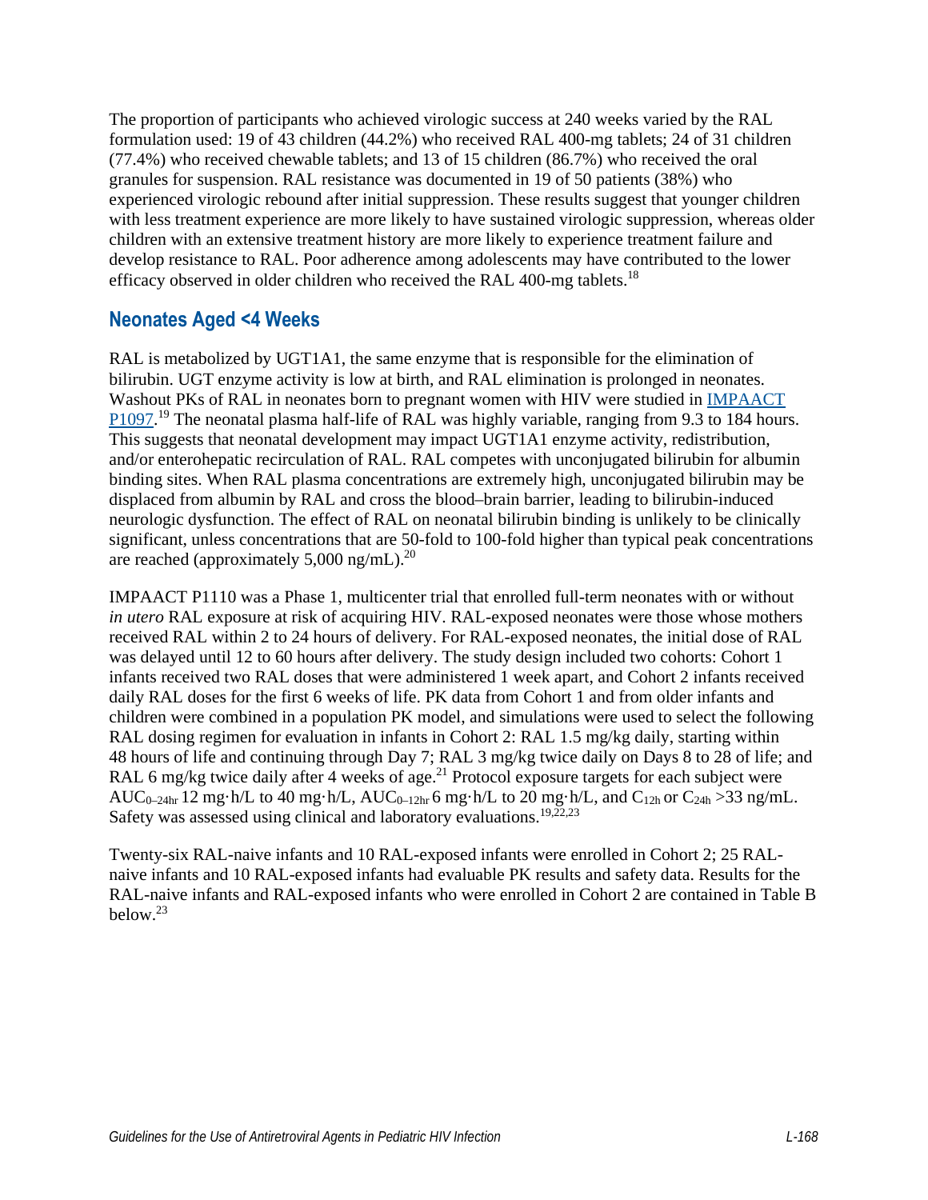The proportion of participants who achieved virologic success at 240 weeks varied by the RAL formulation used: 19 of 43 children (44.2%) who received RAL 400-mg tablets; 24 of 31 children (77.4%) who received chewable tablets; and 13 of 15 children (86.7%) who received the oral granules for suspension. RAL resistance was documented in 19 of 50 patients (38%) who experienced virologic rebound after initial suppression. These results suggest that younger children with less treatment experience are more likely to have sustained virologic suppression, whereas older children with an extensive treatment history are more likely to experience treatment failure and develop resistance to RAL. Poor adherence among adolescents may have contributed to the lower efficacy observed in older children who received the RAL 400-mg tablets.[18]

## Neonates Aged <4 Weeks

RAL is metabolized by UGT1A1, the same enzyme that is responsible for the elimination of bilirubin. UGT enzyme activity is low at birth, and RAL elimination is prolonged in neonates. Washout PKs of RAL in neonates born to pregnant women with HIV were studied in IMPAACT P1097.[19] The neonatal plasma half-life of RAL was highly variable, ranging from 9.3 to 184 hours. This suggests that neonatal development may impact UGT1A1 enzyme activity, redistribution, and/or enterohepatic recirculation of RAL. RAL competes with unconjugated bilirubin for albumin binding sites. When RAL plasma concentrations are extremely high, unconjugated bilirubin may be displaced from albumin by RAL and cross the blood–brain barrier, leading to bilirubin-induced neurologic dysfunction. The effect of RAL on neonatal bilirubin binding is unlikely to be clinically significant, unless concentrations that are 50-fold to 100-fold higher than typical peak concentrations are reached (approximately 5,000 ng/mL).[20]

IMPAACT P1110 was a Phase 1, multicenter trial that enrolled full-term neonates with or without *in utero* RAL exposure at risk of acquiring HIV. RAL-exposed neonates were those whose mothers received RAL within 2 to 24 hours of delivery. For RAL-exposed neonates, the initial dose of RAL was delayed until 12 to 60 hours after delivery. The study design included two cohorts: Cohort 1 infants received two RAL doses that were administered 1 week apart, and Cohort 2 infants received daily RAL doses for the first 6 weeks of life. PK data from Cohort 1 and from older infants and children were combined in a population PK model, and simulations were used to select the following RAL dosing regimen for evaluation in infants in Cohort 2: RAL 1.5 mg/kg daily, starting within 48 hours of life and continuing through Day 7; RAL 3 mg/kg twice daily on Days 8 to 28 of life; and RAL 6 mg/kg twice daily after 4 weeks of age.[21] Protocol exposure targets for each subject were $AUC_{0\text{–}24hr}$ 12 mg·h/L to 40 mg·h/L, $AUC_{0\text{–}12hr}$ 6 mg·h/L to 20 mg·h/L, and $C_{12h}$ or $C_{24h}$ >33 ng/mL. Safety was assessed using clinical and laboratory evaluations.[19,22,23]

Twenty-six RAL-naive infants and 10 RAL-exposed infants were enrolled in Cohort 2; 25 RAL-naive infants and 10 RAL-exposed infants had evaluable PK results and safety data. Results for the RAL-naive infants and RAL-exposed infants who were enrolled in Cohort 2 are contained in Table B below.[23]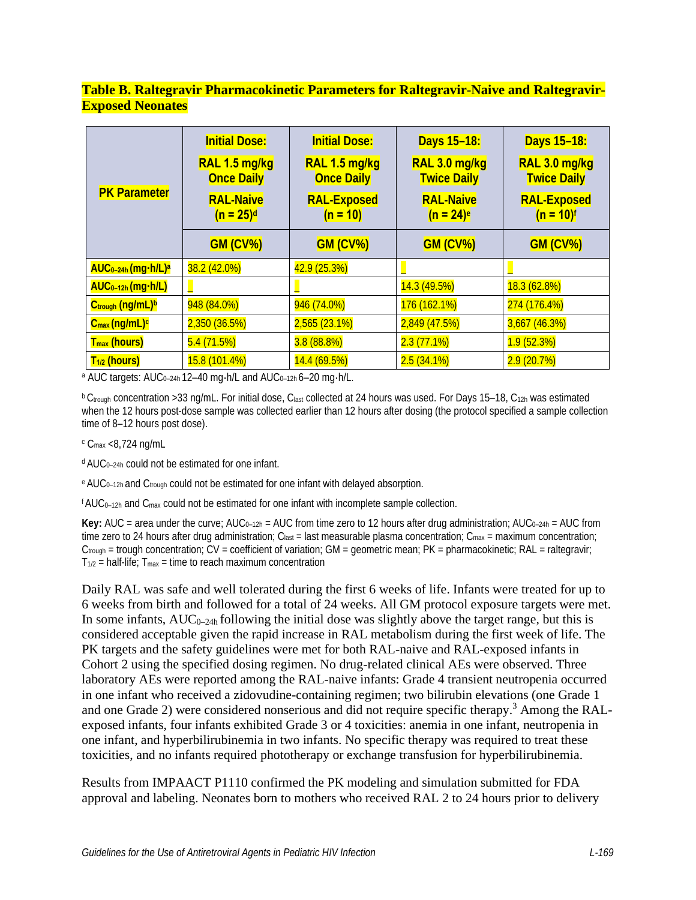**Table B. Raltegravir Pharmacokinetic Parameters for Raltegravir-Naive and Raltegravir-Exposed Neonates**

| PK Parameter | Initial Dose: RAL 1.5 mg/kg Once Daily RAL-Naive (n = 25)[d] | Initial Dose: RAL 1.5 mg/kg Once Daily RAL-Exposed (n = 10) | Days 15–18: RAL 3.0 mg/kg Twice Daily RAL-Naive (n = 24)[e] | Days 15–18: RAL 3.0 mg/kg Twice Daily RAL-Exposed (n = 10)[f] |
|---|---|---|---|---|
| | GM (CV%) | GM (CV%) | GM (CV%) | GM (CV%) |
| $AUC_{0–24h}$ (mg·h/L)[a] | 38.2 (42.0%) | 42.9 (25.3%) | _ | _ |
| $AUC_{0–12h}$ (mg·h/L) | _ | _ | 14.3 (49.5%) | 18.3 (62.8%) |
| $C_{trough}$ (ng/mL)[b] | 948 (84.0%) | 946 (74.0%) | 176 (162.1%) | 274 (176.4%) |
| $C_{max}$ (ng/mL)[c] | 2,350 (36.5%) | 2,565 (23.1%) | 2,849 (47.5%) | 3,667 (46.3%) |
| $T_{max}$ (hours) | 5.4 (71.5%) | 3.8 (88.8%) | 2.3 (77.1%) | 1.9 (52.3%) |
| $T_{1/2}$ (hours) | 15.8 (101.4%) | 14.4 (69.5%) | 2.5 (34.1%) | 2.9 (20.7%) |

[a] AUC targets: $AUC_{0–24h}$ 12–40 mg·h/L and $AUC_{0–12h}$ 6–20 mg·h/L.

[b] $C_{trough}$ concentration >33 ng/mL. For initial dose, $C_{last}$ collected at 24 hours was used. For Days 15–18, $C_{12h}$ was estimated when the 12 hours post-dose sample was collected earlier than 12 hours after dosing (the protocol specified a sample collection time of 8–12 hours post dose).

[c] $C_{max}$ <8,724 ng/mL

[d] $AUC_{0–24h}$ could not be estimated for one infant.

[e] $AUC_{0–12h}$ and $C_{trough}$ could not be estimated for one infant with delayed absorption.

[f] $AUC_{0–12h}$ and $C_{max}$ could not be estimated for one infant with incomplete sample collection.

**Key:** AUC = area under the curve; $AUC_{0–12h}$ = AUC from time zero to 12 hours after drug administration; $AUC_{0–24h}$ = AUC from time zero to 24 hours after drug administration; $C_{last}$ = last measurable plasma concentration; $C_{max}$ = maximum concentration; $C_{trough}$ = trough concentration; CV = coefficient of variation; GM = geometric mean; PK = pharmacokinetic; RAL = raltegravir; $T_{1/2}$ = half-life; $T_{max}$ = time to reach maximum concentration

Daily RAL was safe and well tolerated during the first 6 weeks of life. Infants were treated for up to 6 weeks from birth and followed for a total of 24 weeks. All GM protocol exposure targets were met. In some infants, $AUC_{0–24h}$ following the initial dose was slightly above the target range, but this is considered acceptable given the rapid increase in RAL metabolism during the first week of life. The PK targets and the safety guidelines were met for both RAL-naive and RAL-exposed infants in Cohort 2 using the specified dosing regimen. No drug-related clinical AEs were observed. Three laboratory AEs were reported among the RAL-naive infants: Grade 4 transient neutropenia occurred in one infant who received a zidovudine-containing regimen; two bilirubin elevations (one Grade 1 and one Grade 2) were considered nonserious and did not require specific therapy.[3] Among the RAL-exposed infants, four infants exhibited Grade 3 or 4 toxicities: anemia in one infant, neutropenia in one infant, and hyperbilirubinemia in two infants. No specific therapy was required to treat these toxicities, and no infants required phototherapy or exchange transfusion for hyperbilirubinemia.

Results from IMPAACT P1110 confirmed the PK modeling and simulation submitted for FDA approval and labeling. Neonates born to mothers who received RAL 2 to 24 hours prior to delivery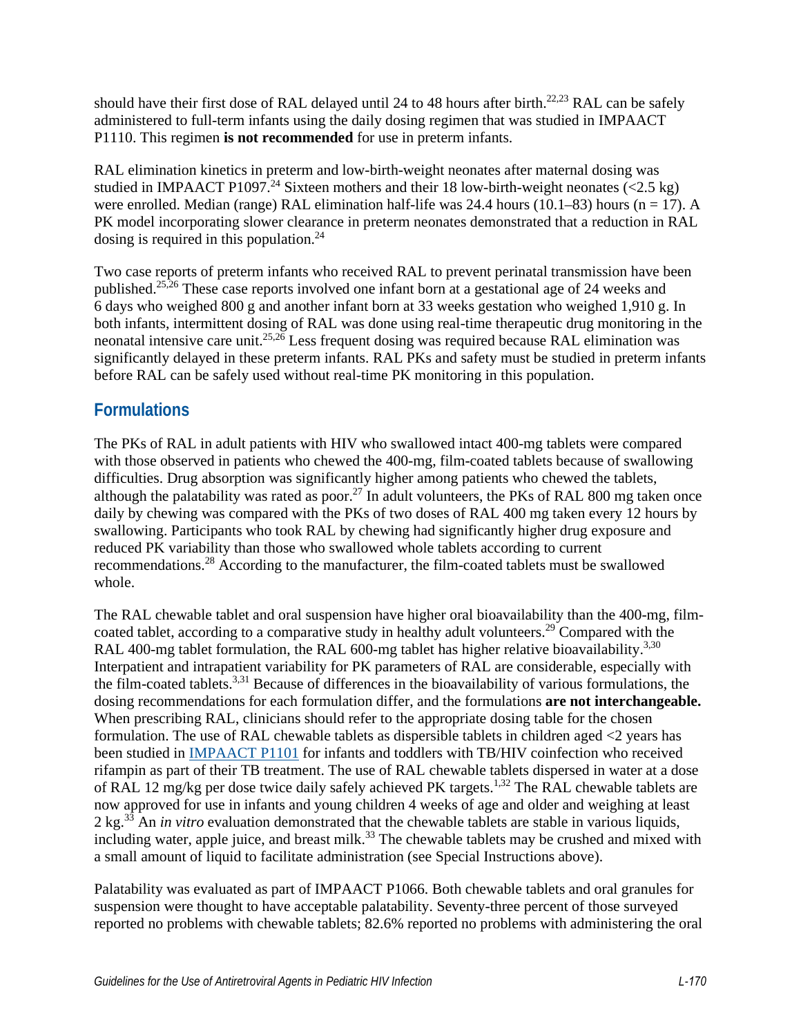should have their first dose of RAL delayed until 24 to 48 hours after birth.[22,23] RAL can be safely administered to full-term infants using the daily dosing regimen that was studied in IMPAACT P1110. This regimen **is not recommended** for use in preterm infants.

RAL elimination kinetics in preterm and low-birth-weight neonates after maternal dosing was studied in IMPAACT P1097.[24] Sixteen mothers and their 18 low-birth-weight neonates (<2.5 kg) were enrolled. Median (range) RAL elimination half-life was 24.4 hours (10.1–83) hours (n = 17). A PK model incorporating slower clearance in preterm neonates demonstrated that a reduction in RAL dosing is required in this population.[24]

Two case reports of preterm infants who received RAL to prevent perinatal transmission have been published.[25,26] These case reports involved one infant born at a gestational age of 24 weeks and 6 days who weighed 800 g and another infant born at 33 weeks gestation who weighed 1,910 g. In both infants, intermittent dosing of RAL was done using real-time therapeutic drug monitoring in the neonatal intensive care unit.[25,26] Less frequent dosing was required because RAL elimination was significantly delayed in these preterm infants. RAL PKs and safety must be studied in preterm infants before RAL can be safely used without real-time PK monitoring in this population.

## Formulations

The PKs of RAL in adult patients with HIV who swallowed intact 400-mg tablets were compared with those observed in patients who chewed the 400-mg, film-coated tablets because of swallowing difficulties. Drug absorption was significantly higher among patients who chewed the tablets, although the palatability was rated as poor.[27] In adult volunteers, the PKs of RAL 800 mg taken once daily by chewing was compared with the PKs of two doses of RAL 400 mg taken every 12 hours by swallowing. Participants who took RAL by chewing had significantly higher drug exposure and reduced PK variability than those who swallowed whole tablets according to current recommendations.[28] According to the manufacturer, the film-coated tablets must be swallowed whole.

The RAL chewable tablet and oral suspension have higher oral bioavailability than the 400-mg, film-coated tablet, according to a comparative study in healthy adult volunteers.[29] Compared with the RAL 400-mg tablet formulation, the RAL 600-mg tablet has higher relative bioavailability.[3,30] Interpatient and intrapatient variability for PK parameters of RAL are considerable, especially with the film-coated tablets.[3,31] Because of differences in the bioavailability of various formulations, the dosing recommendations for each formulation differ, and the formulations **are not interchangeable.** When prescribing RAL, clinicians should refer to the appropriate dosing table for the chosen formulation. The use of RAL chewable tablets as dispersible tablets in children aged <2 years has been studied in IMPAACT P1101 for infants and toddlers with TB/HIV coinfection who received rifampin as part of their TB treatment. The use of RAL chewable tablets dispersed in water at a dose of RAL 12 mg/kg per dose twice daily safely achieved PK targets.[1,32] The RAL chewable tablets are now approved for use in infants and young children 4 weeks of age and older and weighing at least 2 kg.[33] An *in vitro* evaluation demonstrated that the chewable tablets are stable in various liquids, including water, apple juice, and breast milk.[33] The chewable tablets may be crushed and mixed with a small amount of liquid to facilitate administration (see Special Instructions above).

Palatability was evaluated as part of IMPAACT P1066. Both chewable tablets and oral granules for suspension were thought to have acceptable palatability. Seventy-three percent of those surveyed reported no problems with chewable tablets; 82.6% reported no problems with administering the oral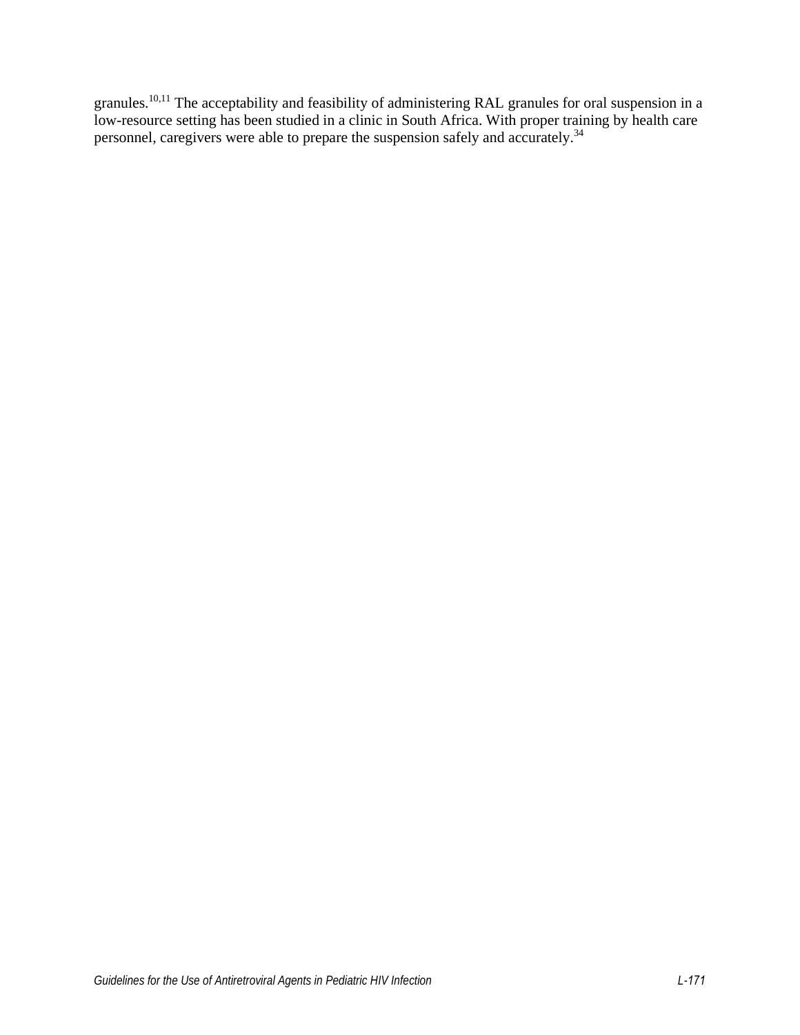granules.[10,11] The acceptability and feasibility of administering RAL granules for oral suspension in a low-resource setting has been studied in a clinic in South Africa. With proper training by health care personnel, caregivers were able to prepare the suspension safely and accurately.[34]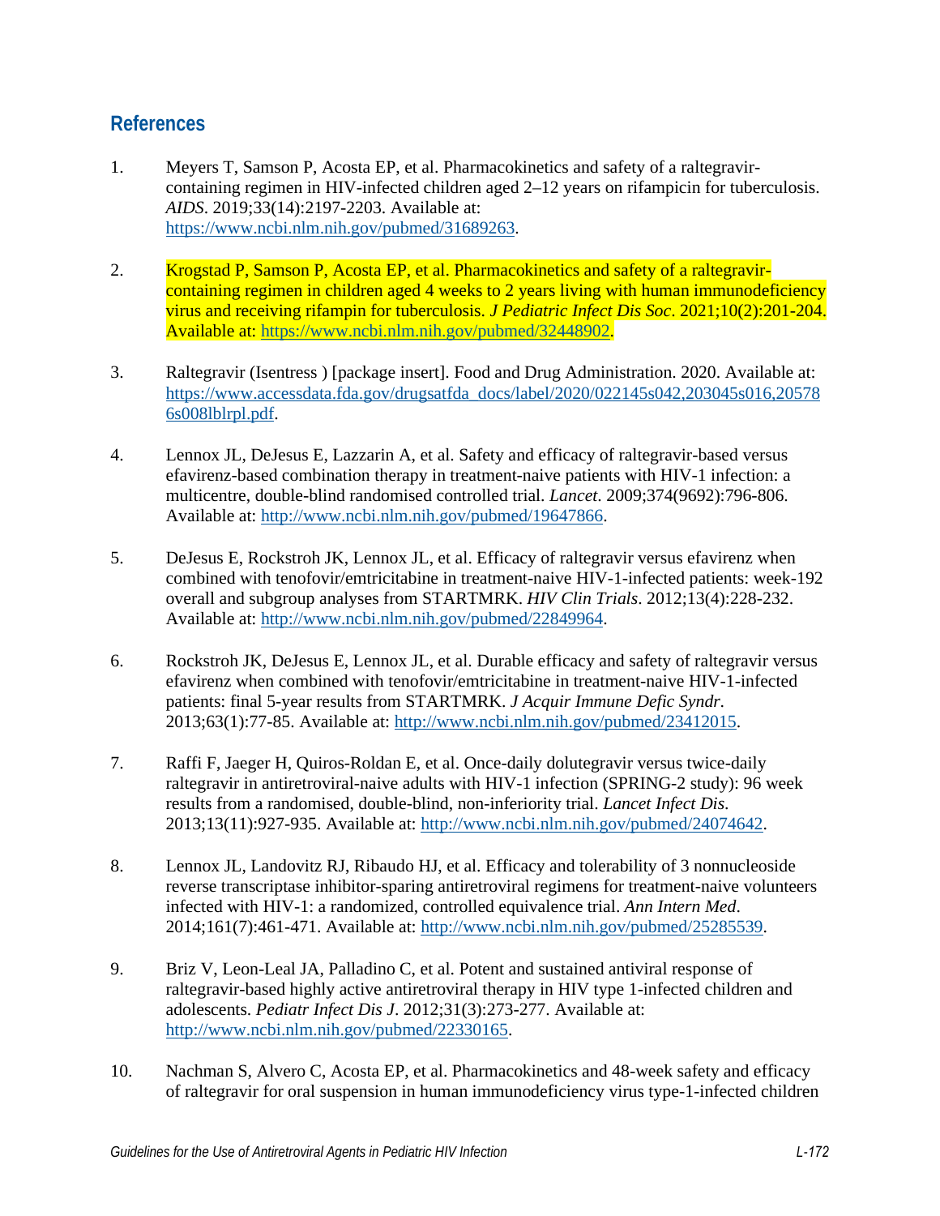## References

1. Meyers T, Samson P, Acosta EP, et al. Pharmacokinetics and safety of a raltegravir-containing regimen in HIV-infected children aged 2–12 years on rifampicin for tuberculosis. *AIDS*. 2019;33(14):2197-2203. Available at: https://www.ncbi.nlm.nih.gov/pubmed/31689263.

2. Krogstad P, Samson P, Acosta EP, et al. Pharmacokinetics and safety of a raltegravir-containing regimen in children aged 4 weeks to 2 years living with human immunodeficiency virus and receiving rifampin for tuberculosis. *J Pediatric Infect Dis Soc*. 2021;10(2):201-204. Available at: https://www.ncbi.nlm.nih.gov/pubmed/32448902.

3. Raltegravir (Isentress ) [package insert]. Food and Drug Administration. 2020. Available at: https://www.accessdata.fda.gov/drugsatfda_docs/label/2020/022145s042,203045s016,205786s008lblrpl.pdf.

4. Lennox JL, DeJesus E, Lazzarin A, et al. Safety and efficacy of raltegravir-based versus efavirenz-based combination therapy in treatment-naive patients with HIV-1 infection: a multicentre, double-blind randomised controlled trial. *Lancet*. 2009;374(9692):796-806. Available at: http://www.ncbi.nlm.nih.gov/pubmed/19647866.

5. DeJesus E, Rockstroh JK, Lennox JL, et al. Efficacy of raltegravir versus efavirenz when combined with tenofovir/emtricitabine in treatment-naive HIV-1-infected patients: week-192 overall and subgroup analyses from STARTMRK. *HIV Clin Trials*. 2012;13(4):228-232. Available at: http://www.ncbi.nlm.nih.gov/pubmed/22849964.

6. Rockstroh JK, DeJesus E, Lennox JL, et al. Durable efficacy and safety of raltegravir versus efavirenz when combined with tenofovir/emtricitabine in treatment-naive HIV-1-infected patients: final 5-year results from STARTMRK. *J Acquir Immune Defic Syndr*. 2013;63(1):77-85. Available at: http://www.ncbi.nlm.nih.gov/pubmed/23412015.

7. Raffi F, Jaeger H, Quiros-Roldan E, et al. Once-daily dolutegravir versus twice-daily raltegravir in antiretroviral-naive adults with HIV-1 infection (SPRING-2 study): 96 week results from a randomised, double-blind, non-inferiority trial. *Lancet Infect Dis*. 2013;13(11):927-935. Available at: http://www.ncbi.nlm.nih.gov/pubmed/24074642.

8. Lennox JL, Landovitz RJ, Ribaudo HJ, et al. Efficacy and tolerability of 3 nonnucleoside reverse transcriptase inhibitor-sparing antiretroviral regimens for treatment-naive volunteers infected with HIV-1: a randomized, controlled equivalence trial. *Ann Intern Med*. 2014;161(7):461-471. Available at: http://www.ncbi.nlm.nih.gov/pubmed/25285539.

9. Briz V, Leon-Leal JA, Palladino C, et al. Potent and sustained antiviral response of raltegravir-based highly active antiretroviral therapy in HIV type 1-infected children and adolescents. *Pediatr Infect Dis J*. 2012;31(3):273-277. Available at: http://www.ncbi.nlm.nih.gov/pubmed/22330165.

10. Nachman S, Alvero C, Acosta EP, et al. Pharmacokinetics and 48-week safety and efficacy of raltegravir for oral suspension in human immunodeficiency virus type-1-infected children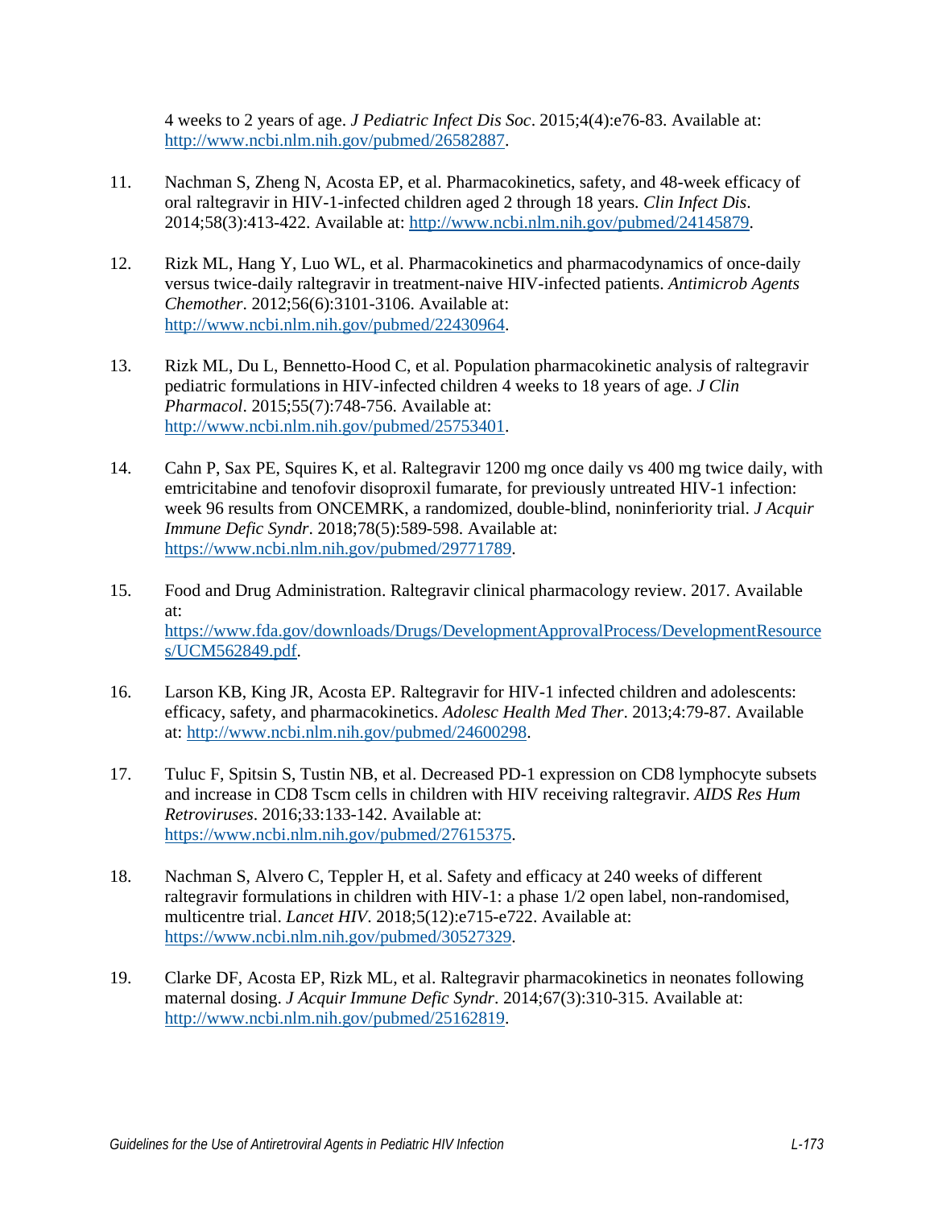4 weeks to 2 years of age. *J Pediatric Infect Dis Soc*. 2015;4(4):e76-83. Available at: http://www.ncbi.nlm.nih.gov/pubmed/26582887.

11. Nachman S, Zheng N, Acosta EP, et al. Pharmacokinetics, safety, and 48-week efficacy of oral raltegravir in HIV-1-infected children aged 2 through 18 years. *Clin Infect Dis*. 2014;58(3):413-422. Available at: http://www.ncbi.nlm.nih.gov/pubmed/24145879.

12. Rizk ML, Hang Y, Luo WL, et al. Pharmacokinetics and pharmacodynamics of once-daily versus twice-daily raltegravir in treatment-naive HIV-infected patients. *Antimicrob Agents Chemother*. 2012;56(6):3101-3106. Available at: http://www.ncbi.nlm.nih.gov/pubmed/22430964.

13. Rizk ML, Du L, Bennetto-Hood C, et al. Population pharmacokinetic analysis of raltegravir pediatric formulations in HIV-infected children 4 weeks to 18 years of age. *J Clin Pharmacol*. 2015;55(7):748-756. Available at: http://www.ncbi.nlm.nih.gov/pubmed/25753401.

14. Cahn P, Sax PE, Squires K, et al. Raltegravir 1200 mg once daily vs 400 mg twice daily, with emtricitabine and tenofovir disoproxil fumarate, for previously untreated HIV-1 infection: week 96 results from ONCEMRK, a randomized, double-blind, noninferiority trial. *J Acquir Immune Defic Syndr*. 2018;78(5):589-598. Available at: https://www.ncbi.nlm.nih.gov/pubmed/29771789.

15. Food and Drug Administration. Raltegravir clinical pharmacology review. 2017. Available at: https://www.fda.gov/downloads/Drugs/DevelopmentApprovalProcess/DevelopmentResources/UCM562849.pdf.

16. Larson KB, King JR, Acosta EP. Raltegravir for HIV-1 infected children and adolescents: efficacy, safety, and pharmacokinetics. *Adolesc Health Med Ther*. 2013;4:79-87. Available at: http://www.ncbi.nlm.nih.gov/pubmed/24600298.

17. Tuluc F, Spitsin S, Tustin NB, et al. Decreased PD-1 expression on CD8 lymphocyte subsets and increase in CD8 Tscm cells in children with HIV receiving raltegravir. *AIDS Res Hum Retroviruses*. 2016;33:133-142. Available at: https://www.ncbi.nlm.nih.gov/pubmed/27615375.

18. Nachman S, Alvero C, Teppler H, et al. Safety and efficacy at 240 weeks of different raltegravir formulations in children with HIV-1: a phase 1/2 open label, non-randomised, multicentre trial. *Lancet HIV*. 2018;5(12):e715-e722. Available at: https://www.ncbi.nlm.nih.gov/pubmed/30527329.

19. Clarke DF, Acosta EP, Rizk ML, et al. Raltegravir pharmacokinetics in neonates following maternal dosing. *J Acquir Immune Defic Syndr*. 2014;67(3):310-315. Available at: http://www.ncbi.nlm.nih.gov/pubmed/25162819.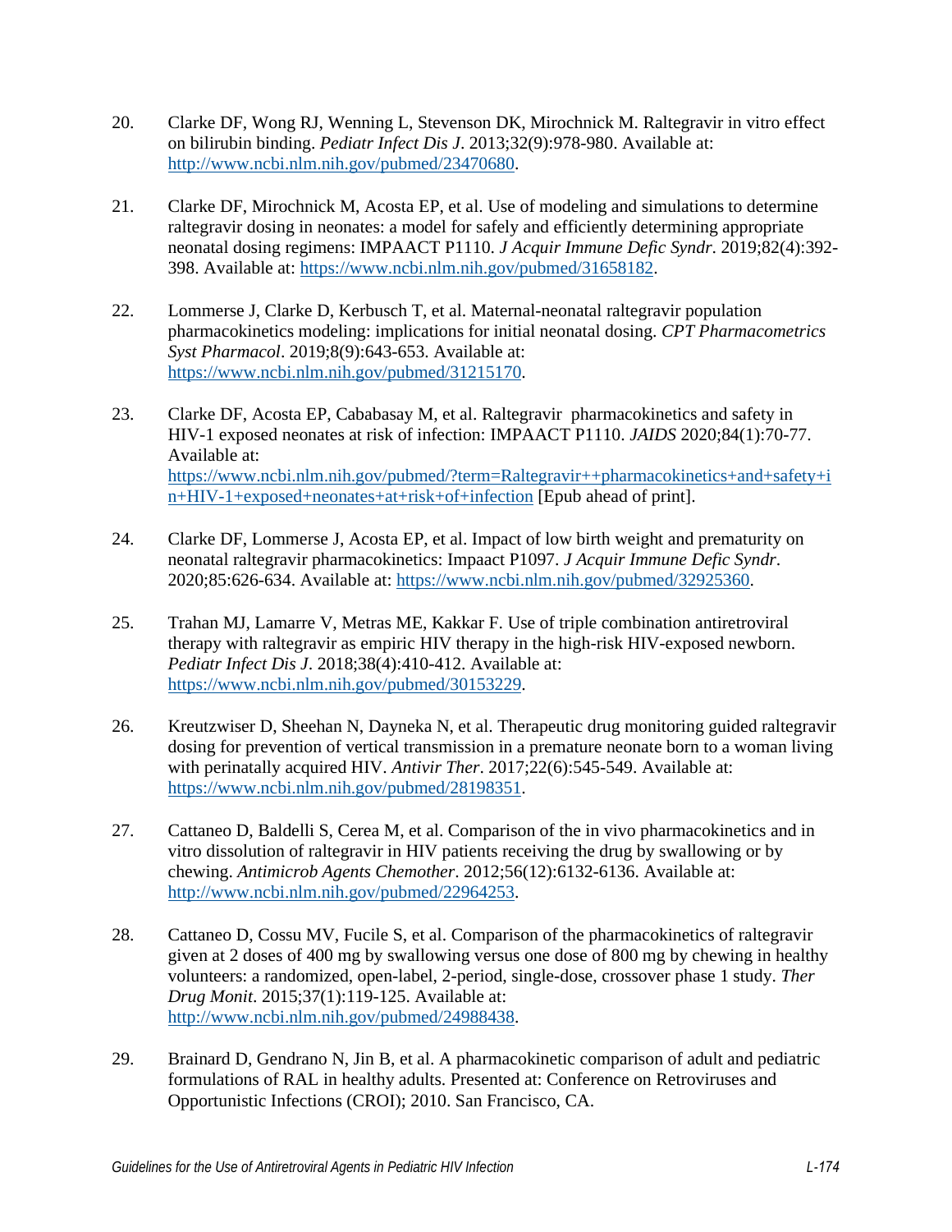20. Clarke DF, Wong RJ, Wenning L, Stevenson DK, Mirochnick M. Raltegravir in vitro effect on bilirubin binding. *Pediatr Infect Dis J*. 2013;32(9):978-980. Available at: [http://www.ncbi.nlm.nih.gov/pubmed/23470680](http://www.ncbi.nlm.nih.gov/pubmed/23470680).

21. Clarke DF, Mirochnick M, Acosta EP, et al. Use of modeling and simulations to determine raltegravir dosing in neonates: a model for safely and efficiently determining appropriate neonatal dosing regimens: IMPAACT P1110. *J Acquir Immune Defic Syndr*. 2019;82(4):392-398. Available at: [https://www.ncbi.nlm.nih.gov/pubmed/31658182](https://www.ncbi.nlm.nih.gov/pubmed/31658182).

22. Lommerse J, Clarke D, Kerbusch T, et al. Maternal-neonatal raltegravir population pharmacokinetics modeling: implications for initial neonatal dosing. *CPT Pharmacometrics Syst Pharmacol*. 2019;8(9):643-653. Available at: [https://www.ncbi.nlm.nih.gov/pubmed/31215170](https://www.ncbi.nlm.nih.gov/pubmed/31215170).

23. Clarke DF, Acosta EP, Cababasay M, et al. Raltegravir pharmacokinetics and safety in HIV-1 exposed neonates at risk of infection: IMPAACT P1110. *JAIDS* 2020;84(1):70-77. Available at: [https://www.ncbi.nlm.nih.gov/pubmed/?term=Raltegravir++pharmacokinetics+and+safety+in+HIV-1+exposed+neonates+at+risk+of+infection](https://www.ncbi.nlm.nih.gov/pubmed/?term=Raltegravir++pharmacokinetics+and+safety+in+HIV-1+exposed+neonates+at+risk+of+infection) [Epub ahead of print].

24. Clarke DF, Lommerse J, Acosta EP, et al. Impact of low birth weight and prematurity on neonatal raltegravir pharmacokinetics: Impaact P1097. *J Acquir Immune Defic Syndr*. 2020;85:626-634. Available at: [https://www.ncbi.nlm.nih.gov/pubmed/32925360](https://www.ncbi.nlm.nih.gov/pubmed/32925360).

25. Trahan MJ, Lamarre V, Metras ME, Kakkar F. Use of triple combination antiretroviral therapy with raltegravir as empiric HIV therapy in the high-risk HIV-exposed newborn. *Pediatr Infect Dis J*. 2018;38(4):410-412. Available at: [https://www.ncbi.nlm.nih.gov/pubmed/30153229](https://www.ncbi.nlm.nih.gov/pubmed/30153229).

26. Kreutzwiser D, Sheehan N, Dayneka N, et al. Therapeutic drug monitoring guided raltegravir dosing for prevention of vertical transmission in a premature neonate born to a woman living with perinatally acquired HIV. *Antivir Ther*. 2017;22(6):545-549. Available at: [https://www.ncbi.nlm.nih.gov/pubmed/28198351](https://www.ncbi.nlm.nih.gov/pubmed/28198351).

27. Cattaneo D, Baldelli S, Cerea M, et al. Comparison of the in vivo pharmacokinetics and in vitro dissolution of raltegravir in HIV patients receiving the drug by swallowing or by chewing. *Antimicrob Agents Chemother*. 2012;56(12):6132-6136. Available at: [http://www.ncbi.nlm.nih.gov/pubmed/22964253](http://www.ncbi.nlm.nih.gov/pubmed/22964253).

28. Cattaneo D, Cossu MV, Fucile S, et al. Comparison of the pharmacokinetics of raltegravir given at 2 doses of 400 mg by swallowing versus one dose of 800 mg by chewing in healthy volunteers: a randomized, open-label, 2-period, single-dose, crossover phase 1 study. *Ther Drug Monit*. 2015;37(1):119-125. Available at: [http://www.ncbi.nlm.nih.gov/pubmed/24988438](http://www.ncbi.nlm.nih.gov/pubmed/24988438).

29. Brainard D, Gendrano N, Jin B, et al. A pharmacokinetic comparison of adult and pediatric formulations of RAL in healthy adults. Presented at: Conference on Retroviruses and Opportunistic Infections (CROI); 2010. San Francisco, CA.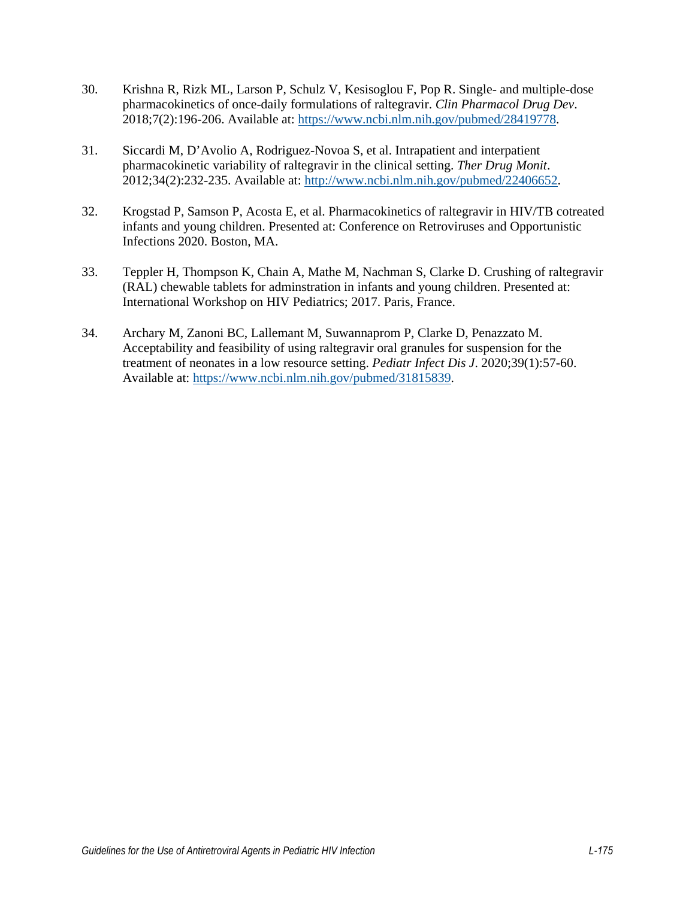30. Krishna R, Rizk ML, Larson P, Schulz V, Kesisoglou F, Pop R. Single- and multiple-dose pharmacokinetics of once-daily formulations of raltegravir. *Clin Pharmacol Drug Dev*. 2018;7(2):196-206. Available at: https://www.ncbi.nlm.nih.gov/pubmed/28419778.

31. Siccardi M, D'Avolio A, Rodriguez-Novoa S, et al. Intrapatient and interpatient pharmacokinetic variability of raltegravir in the clinical setting. *Ther Drug Monit*. 2012;34(2):232-235. Available at: http://www.ncbi.nlm.nih.gov/pubmed/22406652.

32. Krogstad P, Samson P, Acosta E, et al. Pharmacokinetics of raltegravir in HIV/TB cotreated infants and young children. Presented at: Conference on Retroviruses and Opportunistic Infections 2020. Boston, MA.

33. Teppler H, Thompson K, Chain A, Mathe M, Nachman S, Clarke D. Crushing of raltegravir (RAL) chewable tablets for adminstration in infants and young children. Presented at: International Workshop on HIV Pediatrics; 2017. Paris, France.

34. Archary M, Zanoni BC, Lallemant M, Suwannaprom P, Clarke D, Penazzato M. Acceptability and feasibility of using raltegravir oral granules for suspension for the treatment of neonates in a low resource setting. *Pediatr Infect Dis J*. 2020;39(1):57-60. Available at: https://www.ncbi.nlm.nih.gov/pubmed/31815839.